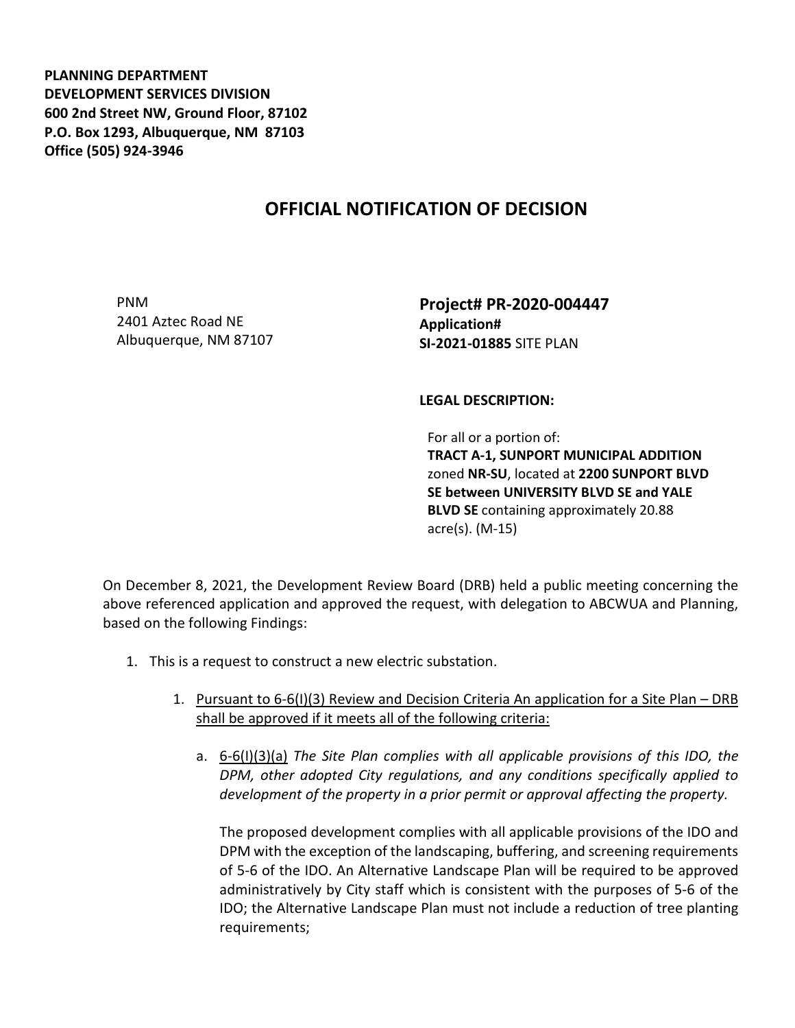**PLANNING DEPARTMENT**
**DEVELOPMENT SERVICES DIVISION**
**600 2nd Street NW, Ground Floor, 87102**
**P.O. Box 1293, Albuquerque, NM 87103**
**Office (505) 924-3946**

# OFFICIAL NOTIFICATION OF DECISION

PNM
2401 Aztec Road NE
Albuquerque, NM 87107

**Project# PR-2020-004447**
**Application#**
**SI-2021-01885** SITE PLAN

**LEGAL DESCRIPTION:**

For all or a portion of:
**TRACT A-1, SUNPORT MUNICIPAL ADDITION** zoned **NR-SU**, located at **2200 SUNPORT BLVD SE between UNIVERSITY BLVD SE and YALE BLVD SE** containing approximately 20.88 acre(s). (M-15)

On December 8, 2021, the Development Review Board (DRB) held a public meeting concerning the above referenced application and approved the request, with delegation to ABCWUA and Planning, based on the following Findings:

1. This is a request to construct a new electric substation.

   1. <u>Pursuant to 6-6(I)(3) Review and Decision Criteria An application for a Site Plan – DRB shall be approved if it meets all of the following criteria:</u>

      a. <u>6-6(I)(3)(a)</u> *The Site Plan complies with all applicable provisions of this IDO, the DPM, other adopted City regulations, and any conditions specifically applied to development of the property in a prior permit or approval affecting the property.*

         The proposed development complies with all applicable provisions of the IDO and DPM with the exception of the landscaping, buffering, and screening requirements of 5-6 of the IDO. An Alternative Landscape Plan will be required to be approved administratively by City staff which is consistent with the purposes of 5-6 of the IDO; the Alternative Landscape Plan must not include a reduction of tree planting requirements;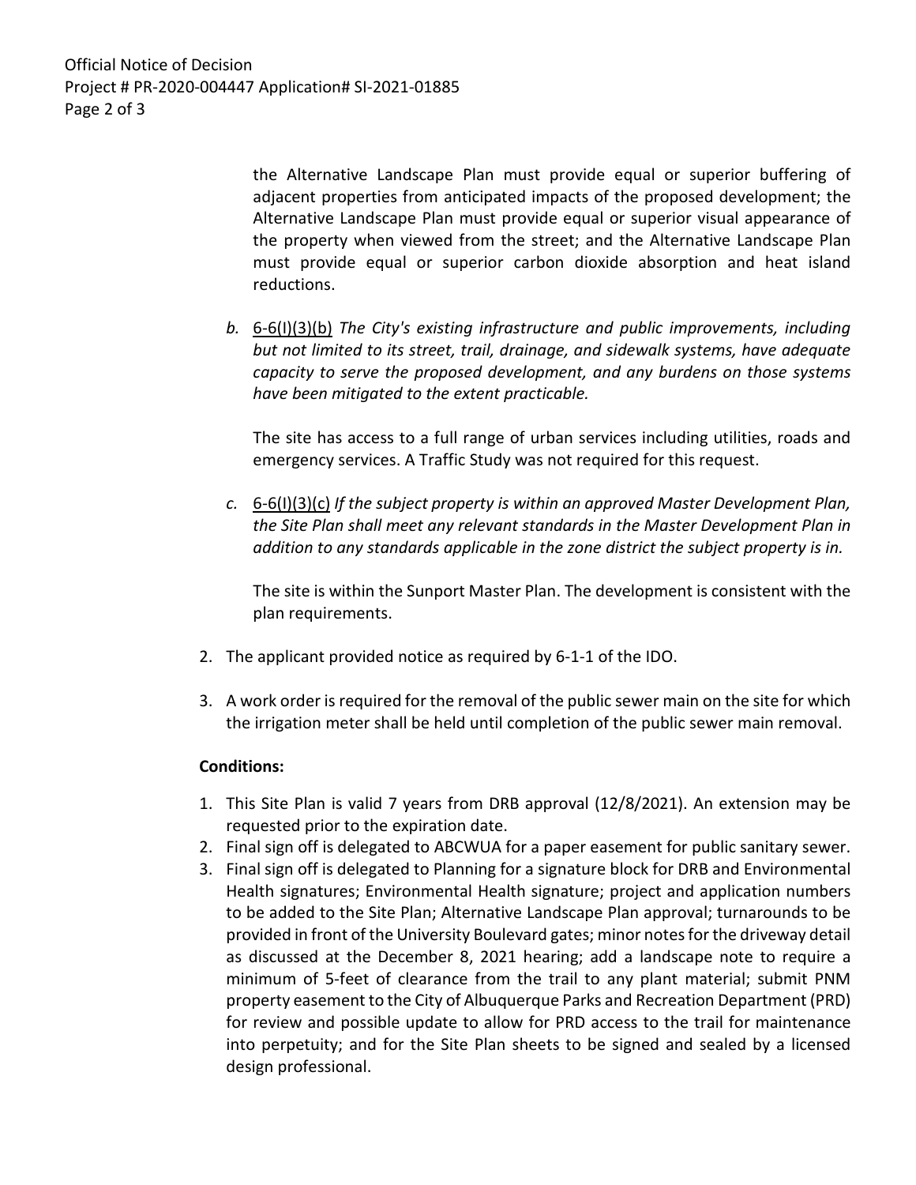the Alternative Landscape Plan must provide equal or superior buffering of adjacent properties from anticipated impacts of the proposed development; the Alternative Landscape Plan must provide equal or superior visual appearance of the property when viewed from the street; and the Alternative Landscape Plan must provide equal or superior carbon dioxide absorption and heat island reductions.

b. 6-6(I)(3)(b) *The City's existing infrastructure and public improvements, including but not limited to its street, trail, drainage, and sidewalk systems, have adequate capacity to serve the proposed development, and any burdens on those systems have been mitigated to the extent practicable.*

   The site has access to a full range of urban services including utilities, roads and emergency services. A Traffic Study was not required for this request.

c. 6-6(I)(3)(c) *If the subject property is within an approved Master Development Plan, the Site Plan shall meet any relevant standards in the Master Development Plan in addition to any standards applicable in the zone district the subject property is in.*

   The site is within the Sunport Master Plan. The development is consistent with the plan requirements.

2. The applicant provided notice as required by 6-1-1 of the IDO.

3. A work order is required for the removal of the public sewer main on the site for which the irrigation meter shall be held until completion of the public sewer main removal.

**Conditions:**

1. This Site Plan is valid 7 years from DRB approval (12/8/2021). An extension may be requested prior to the expiration date.
2. Final sign off is delegated to ABCWUA for a paper easement for public sanitary sewer.
3. Final sign off is delegated to Planning for a signature block for DRB and Environmental Health signatures; Environmental Health signature; project and application numbers to be added to the Site Plan; Alternative Landscape Plan approval; turnarounds to be provided in front of the University Boulevard gates; minor notes for the driveway detail as discussed at the December 8, 2021 hearing; add a landscape note to require a minimum of 5-feet of clearance from the trail to any plant material; submit PNM property easement to the City of Albuquerque Parks and Recreation Department (PRD) for review and possible update to allow for PRD access to the trail for maintenance into perpetuity; and for the Site Plan sheets to be signed and sealed by a licensed design professional.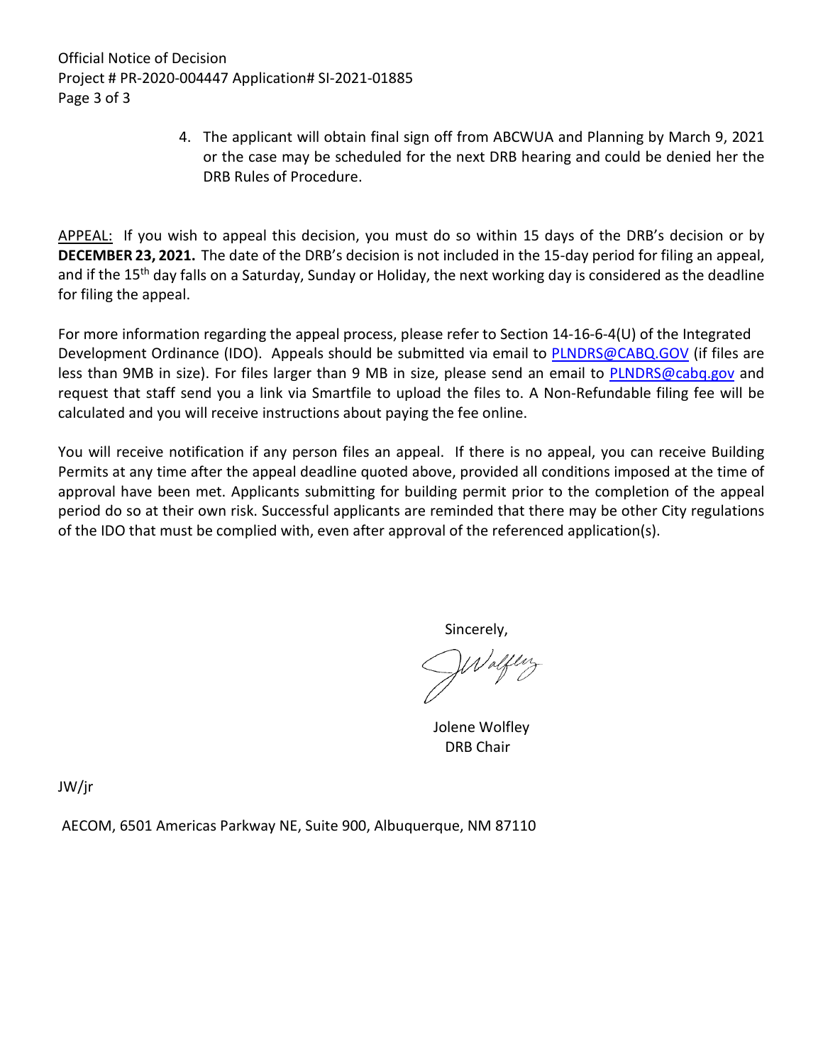4. The applicant will obtain final sign off from ABCWUA and Planning by March 9, 2021 or the case may be scheduled for the next DRB hearing and could be denied her the DRB Rules of Procedure.

APPEAL: If you wish to appeal this decision, you must do so within 15 days of the DRB's decision or by **DECEMBER 23, 2021.** The date of the DRB's decision is not included in the 15-day period for filing an appeal, and if the 15th day falls on a Saturday, Sunday or Holiday, the next working day is considered as the deadline for filing the appeal.

For more information regarding the appeal process, please refer to Section 14-16-6-4(U) of the Integrated Development Ordinance (IDO). Appeals should be submitted via email to PLNDRS@CABQ.GOV (if files are less than 9MB in size). For files larger than 9 MB in size, please send an email to PLNDRS@cabq.gov and request that staff send you a link via Smartfile to upload the files to. A Non-Refundable filing fee will be calculated and you will receive instructions about paying the fee online.

You will receive notification if any person files an appeal. If there is no appeal, you can receive Building Permits at any time after the appeal deadline quoted above, provided all conditions imposed at the time of approval have been met. Applicants submitting for building permit prior to the completion of the appeal period do so at their own risk. Successful applicants are reminded that there may be other City regulations of the IDO that must be complied with, even after approval of the referenced application(s).

Sincerely,

Jolene Wolfley
DRB Chair

JW/jr

AECOM, 6501 Americas Parkway NE, Suite 900, Albuquerque, NM 87110